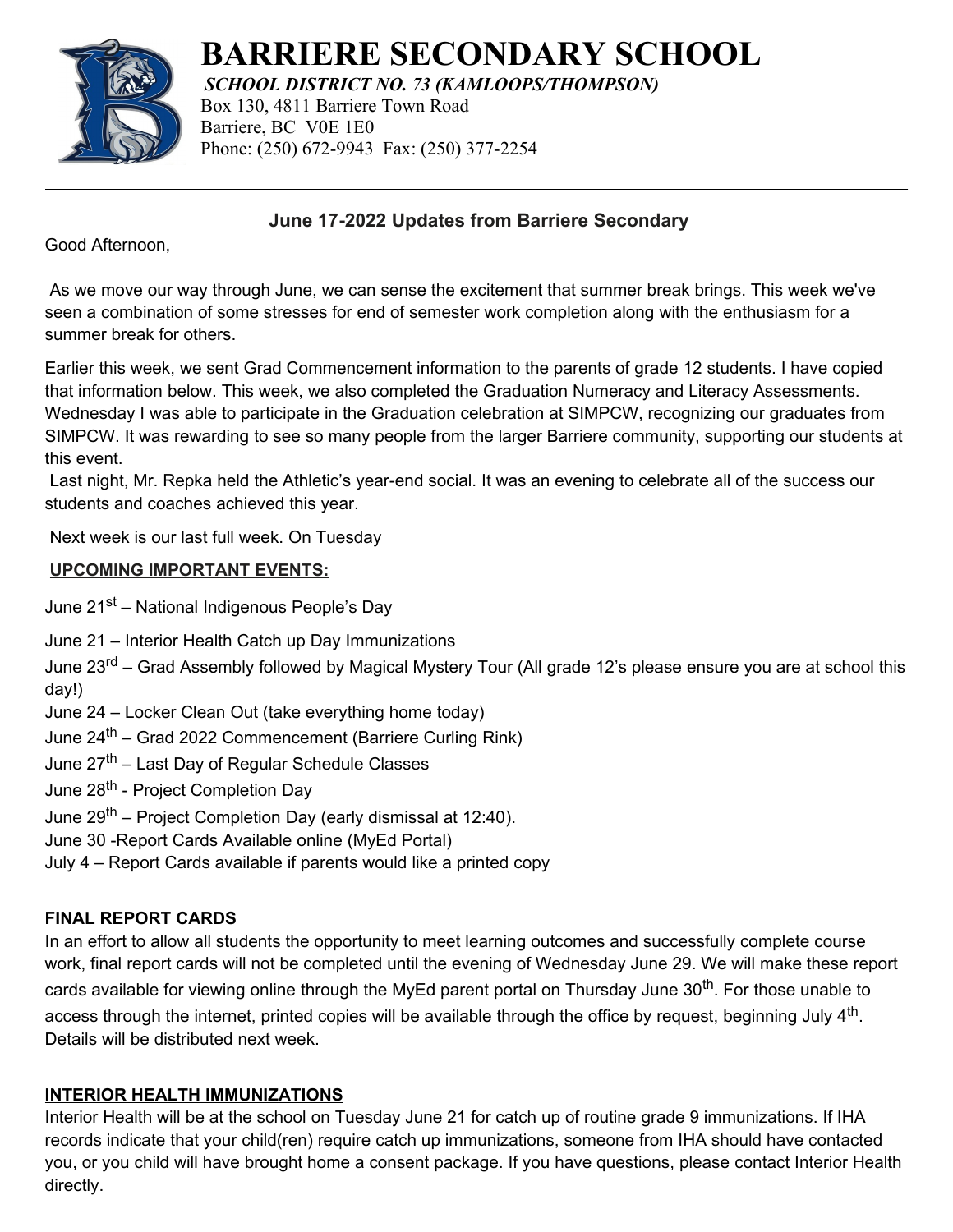# BARRIERE SECONDARY SCHOOL

***SCHOOL DISTRICT NO. 73 (KAMLOOPS/THOMPSON)***

Box 130, 4811 Barriere Town Road
Barriere, BC V0E 1E0
Phone: (250) 672-9943 Fax: (250) 377-2254

---

## June 17-2022 Updates from Barriere Secondary

Good Afternoon,

As we move our way through June, we can sense the excitement that summer break brings. This week we've seen a combination of some stresses for end of semester work completion along with the enthusiasm for a summer break for others.

Earlier this week, we sent Grad Commencement information to the parents of grade 12 students. I have copied that information below. This week, we also completed the Graduation Numeracy and Literacy Assessments. Wednesday I was able to participate in the Graduation celebration at SIMPCW, recognizing our graduates from SIMPCW. It was rewarding to see so many people from the larger Barriere community, supporting our students at this event.

Last night, Mr. Repka held the Athletic's year-end social. It was an evening to celebrate all of the success our students and coaches achieved this year.

Next week is our last full week. On Tuesday

**UPCOMING IMPORTANT EVENTS:**

June 21st – National Indigenous People's Day

June 21 – Interior Health Catch up Day Immunizations

June 23rd – Grad Assembly followed by Magical Mystery Tour (All grade 12's please ensure you are at school this day!)

June 24 – Locker Clean Out (take everything home today)

June 24th – Grad 2022 Commencement (Barriere Curling Rink)

June 27th – Last Day of Regular Schedule Classes

June 28th - Project Completion Day

June 29th – Project Completion Day (early dismissal at 12:40).

June 30 -Report Cards Available online (MyEd Portal)

July 4 – Report Cards available if parents would like a printed copy

**FINAL REPORT CARDS**

In an effort to allow all students the opportunity to meet learning outcomes and successfully complete course work, final report cards will not be completed until the evening of Wednesday June 29. We will make these report cards available for viewing online through the MyEd parent portal on Thursday June 30th. For those unable to access through the internet, printed copies will be available through the office by request, beginning July 4th. Details will be distributed next week.

**INTERIOR HEALTH IMMUNIZATIONS**

Interior Health will be at the school on Tuesday June 21 for catch up of routine grade 9 immunizations. If IHA records indicate that your child(ren) require catch up immunizations, someone from IHA should have contacted you, or you child will have brought home a consent package. If you have questions, please contact Interior Health directly.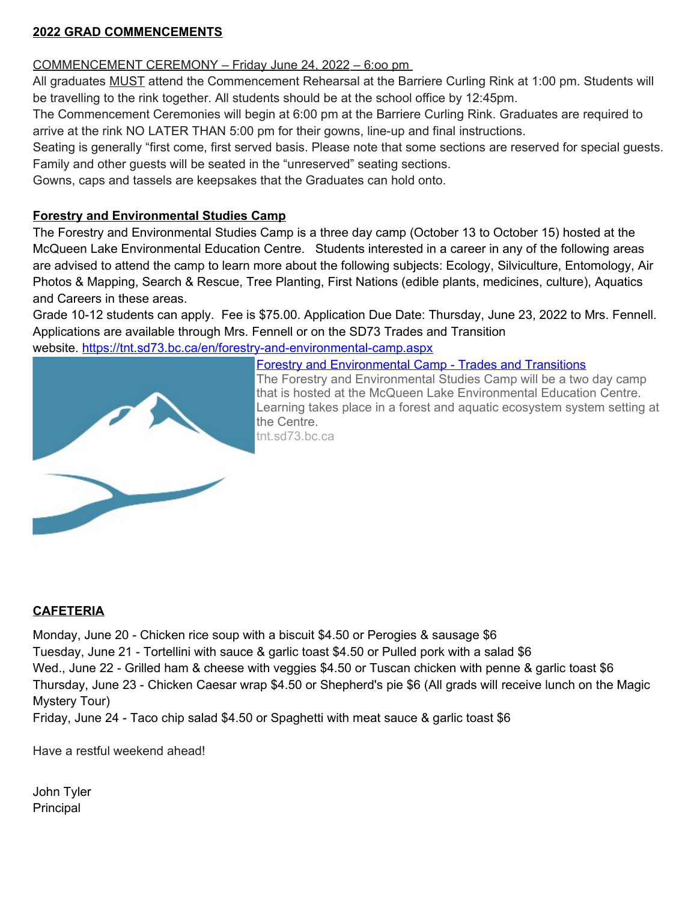**2022 GRAD COMMENCEMENTS**

COMMENCEMENT CEREMONY – Friday June 24, 2022 – 6:oo pm

All graduates MUST attend the Commencement Rehearsal at the Barriere Curling Rink at 1:00 pm. Students will be travelling to the rink together. All students should be at the school office by 12:45pm.

The Commencement Ceremonies will begin at 6:00 pm at the Barriere Curling Rink. Graduates are required to arrive at the rink NO LATER THAN 5:00 pm for their gowns, line-up and final instructions.

Seating is generally "first come, first served basis. Please note that some sections are reserved for special guests. Family and other guests will be seated in the "unreserved" seating sections.

Gowns, caps and tassels are keepsakes that the Graduates can hold onto.

**Forestry and Environmental Studies Camp**

The Forestry and Environmental Studies Camp is a three day camp (October 13 to October 15) hosted at the McQueen Lake Environmental Education Centre. Students interested in a career in any of the following areas are advised to attend the camp to learn more about the following subjects: Ecology, Silviculture, Entomology, Air Photos & Mapping, Search & Rescue, Tree Planting, First Nations (edible plants, medicines, culture), Aquatics and Careers in these areas.

Grade 10-12 students can apply. Fee is $75.00. Application Due Date: Thursday, June 23, 2022 to Mrs. Fennell. Applications are available through Mrs. Fennell or on the SD73 Trades and Transition website. https://tnt.sd73.bc.ca/en/forestry-and-environmental-camp.aspx

Forestry and Environmental Camp - Trades and Transitions

The Forestry and Environmental Studies Camp will be a two day camp that is hosted at the McQueen Lake Environmental Education Centre. Learning takes place in a forest and aquatic ecosystem system setting at the Centre.

tnt.sd73.bc.ca

**CAFETERIA**

Monday, June 20 - Chicken rice soup with a biscuit $4.50 or Perogies & sausage $6

Tuesday, June 21 - Tortellini with sauce & garlic toast $4.50 or Pulled pork with a salad $6

Wed., June 22 - Grilled ham & cheese with veggies $4.50 or Tuscan chicken with penne & garlic toast $6

Thursday, June 23 - Chicken Caesar wrap $4.50 or Shepherd's pie $6 (All grads will receive lunch on the Magic Mystery Tour)

Friday, June 24 - Taco chip salad $4.50 or Spaghetti with meat sauce & garlic toast $6

Have a restful weekend ahead!

John Tyler
Principal